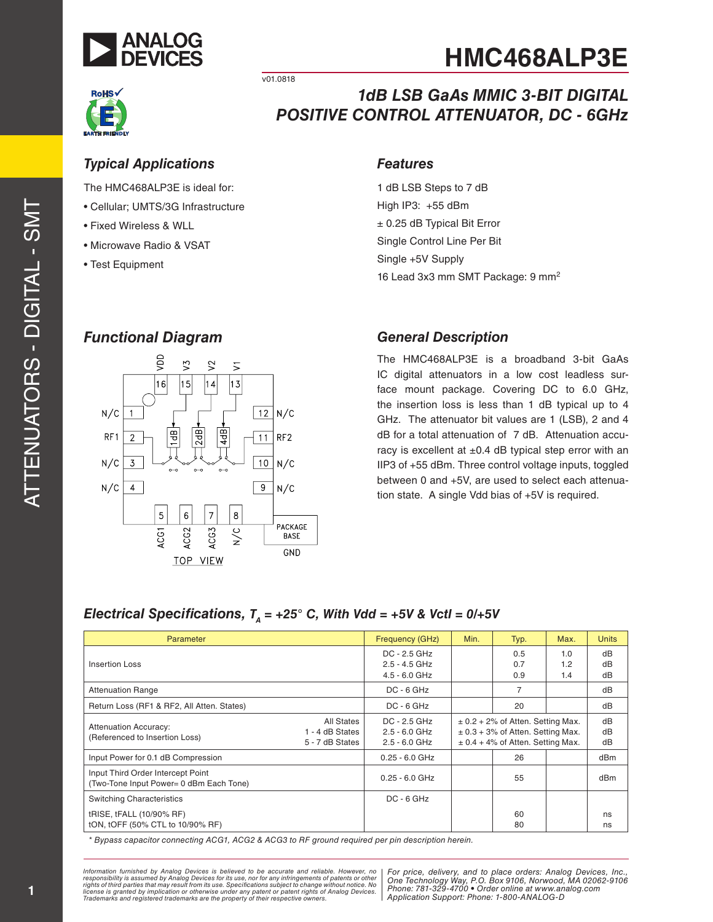# HMC468ALP3E

v01.0818

## 1dB LSB GaAs MMIC 3-BIT DIGITAL POSITIVE CONTROL ATTENUATOR, DC - 6GHz

### Typical Applications

The HMC468ALP3E is ideal for:

- Cellular; UMTS/3G Infrastructure
- Fixed Wireless & WLL
- Microwave Radio & VSAT
- Test Equipment

### Features

1 dB LSB Steps to 7 dB

High IP3: +55 dBm

± 0.25 dB Typical Bit Error

Single Control Line Per Bit

Single +5V Supply

16 Lead 3x3 mm SMT Package: 9 $mm^2$

### Functional Diagram

### General Description

The HMC468ALP3E is a broadband 3-bit GaAs IC digital attenuators in a low cost leadless surface mount package. Covering DC to 6.0 GHz, the insertion loss is less than 1 dB typical up to 4 GHz. The attenuator bit values are 1 (LSB), 2 and 4 dB for a total attenuation of 7 dB. Attenuation accuracy is excellent at ±0.4 dB typical step error with an IIP3 of +55 dBm. Three control voltage inputs, toggled between 0 and +5V, are used to select each attenuation state. A single Vdd bias of +5V is required.

### Electrical Specifications, $T_A$ = +25° C, With Vdd = +5V & Vctl = 0/+5V

| Parameter | | Frequency (GHz) | Min. | Typ. | Max. | Units |
|---|---|---|---|---|---|---|
| Insertion Loss | | DC - 2.5 GHz<br>2.5 - 4.5 GHz<br>4.5 - 6.0 GHz | | 0.5<br>0.7<br>0.9 | 1.0<br>1.2<br>1.4 | dB<br>dB<br>dB |
| Attenuation Range | | DC - 6 GHz | | 7 | | dB |
| Return Loss (RF1 & RF2, All Atten. States) | | DC - 6 GHz | | 20 | | dB |
| Attenuation Accuracy:<br>(Referenced to Insertion Loss) | All States<br>1 - 4 dB States<br>5 - 7 dB States | DC - 2.5 GHz<br>2.5 - 6.0 GHz<br>2.5 - 6.0 GHz | ± 0.2 + 2% of Atten. Setting Max.<br>± 0.3 + 3% of Atten. Setting Max.<br>± 0.4 + 4% of Atten. Setting Max. | | | dB<br>dB<br>dB |
| Input Power for 0.1 dB Compression | | 0.25 - 6.0 GHz | | 26 | | dBm |
| Input Third Order Intercept Point<br>(Two-Tone Input Power= 0 dBm Each Tone) | | 0.25 - 6.0 GHz | | 55 | | dBm |
| Switching Characteristics<br>tRISE, tFALL (10/90% RF)<br>tON, tOFF (50% CTL to 10/90% RF) | | DC - 6 GHz | | <br>60<br>80 | | <br>ns<br>ns |

*\* Bypass capacitor connecting ACG1, ACG2 & ACG3 to RF ground required per pin description herein.*

*Information furnished by Analog Devices is believed to be accurate and reliable. However, no responsibility is assumed by Analog Devices for its use, nor for any infringements of patents or other rights of third parties that may result from its use. Specifications subject to change without notice. No license is granted by implication or otherwise under any patent or patent rights of Analog Devices. Trademarks and registered trademarks are the property of their respective owners.*

*For price, delivery, and to place orders: Analog Devices, Inc., One Technology Way, P.O. Box 9106, Norwood, MA 02062-9106 Phone: 781-329-4700 • Order online at www.analog.com Application Support: Phone: 1-800-ANALOG-D*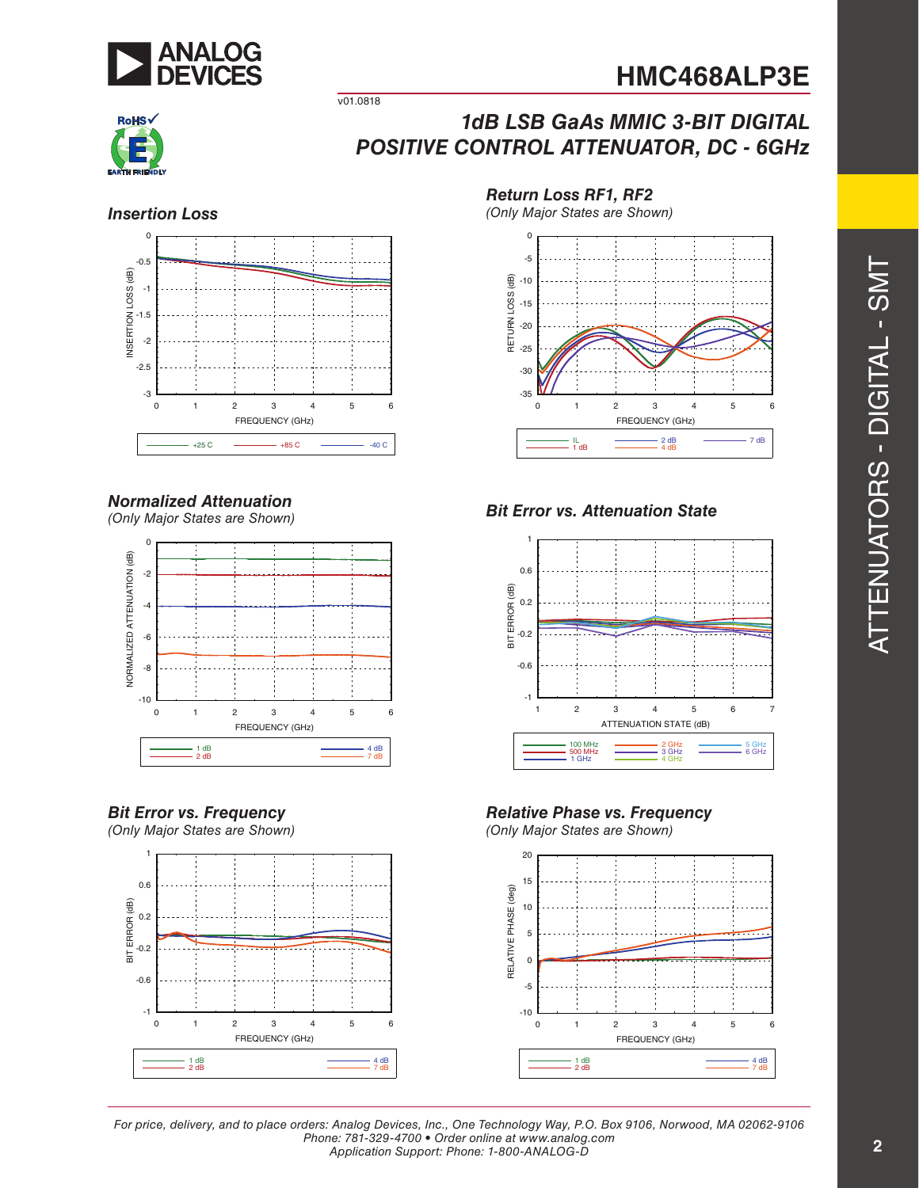# HMC468ALP3E

## 1dB LSB GaAs MMIC 3-BIT DIGITAL POSITIVE CONTROL ATTENUATOR, DC - 6GHz

### Insertion Loss

### Return Loss RF1, RF2
*(Only Major States are Shown)*

### Normalized Attenuation
*(Only Major States are Shown)*

### Bit Error vs. Attenuation State

### Bit Error vs. Frequency
*(Only Major States are Shown)*

### Relative Phase vs. Frequency
*(Only Major States are Shown)*

*For price, delivery, and to place orders: Analog Devices, Inc., One Technology Way, P.O. Box 9106, Norwood, MA 02062-9106*
*Phone: 781-329-4700 • Order online at www.analog.com*
*Application Support: Phone: 1-800-ANALOG-D*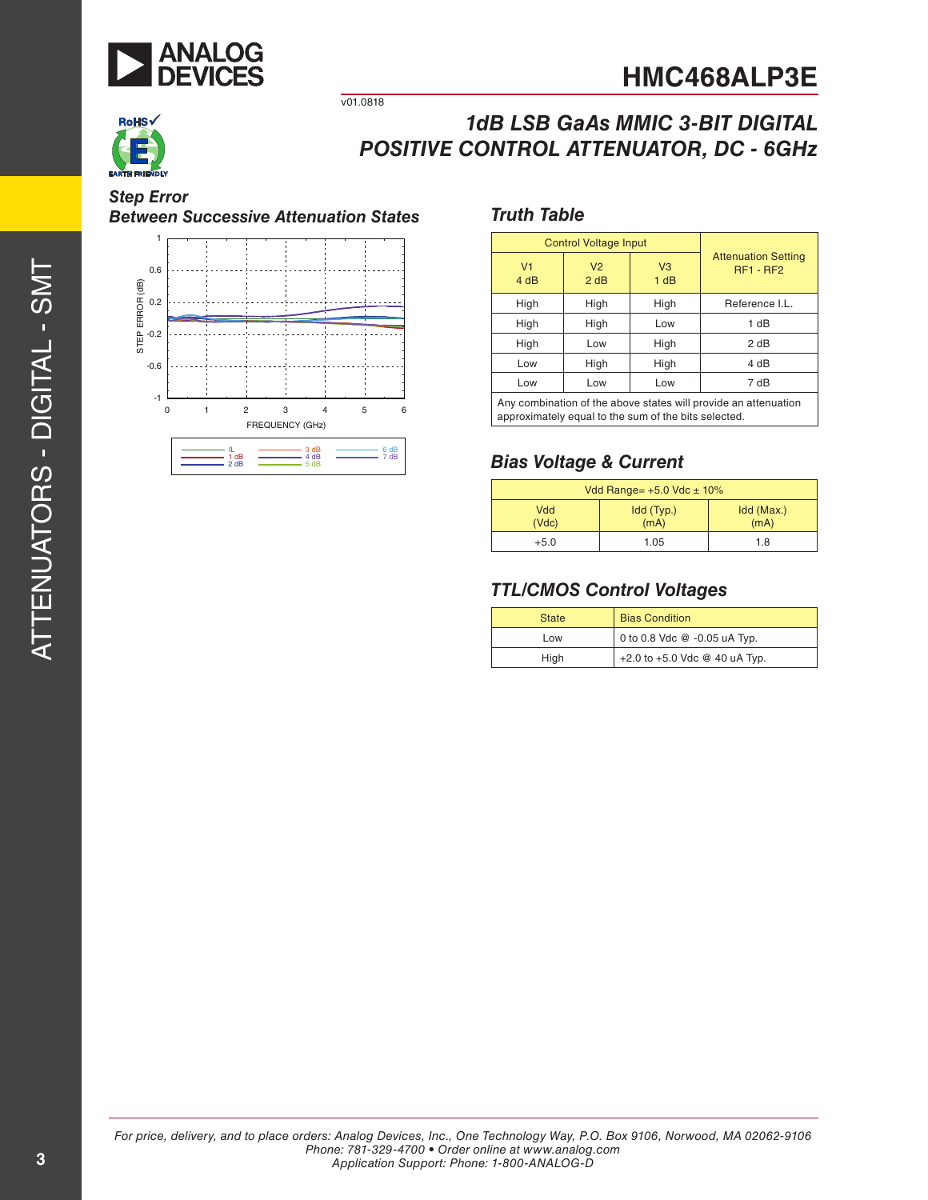# HMC468ALP3E

v01.0818

## 1dB LSB GaAs MMIC 3-BIT DIGITAL POSITIVE CONTROL ATTENUATOR, DC - 6GHz

### Step Error Between Successive Attenuation States

### Truth Table

| Control Voltage Input | | | Attenuation Setting RF1 - RF2 |
|---|---|---|---|
| V1 4 dB | V2 2 dB | V3 1 dB | |
| High | High | High | Reference I.L. |
| High | High | Low | 1 dB |
| High | Low | High | 2 dB |
| Low | High | High | 4 dB |
| Low | Low | Low | 7 dB |

Any combination of the above states will provide an attenuation approximately equal to the sum of the bits selected.

### Bias Voltage & Current

| Vdd Range= +5.0 Vdc ± 10% | | |
|---|---|---|
| Vdd (Vdc) | Idd (Typ.) (mA) | Idd (Max.) (mA) |
| +5.0 | 1.05 | 1.8 |

### TTL/CMOS Control Voltages

| State | Bias Condition |
|---|---|
| Low | 0 to 0.8 Vdc @ -0.05 uA Typ. |
| High | +2.0 to +5.0 Vdc @ 40 uA Typ. |

For price, delivery, and to place orders: Analog Devices, Inc., One Technology Way, P.O. Box 9106, Norwood, MA 02062-9106
Phone: 781-329-4700 • Order online at www.analog.com
Application Support: Phone: 1-800-ANALOG-D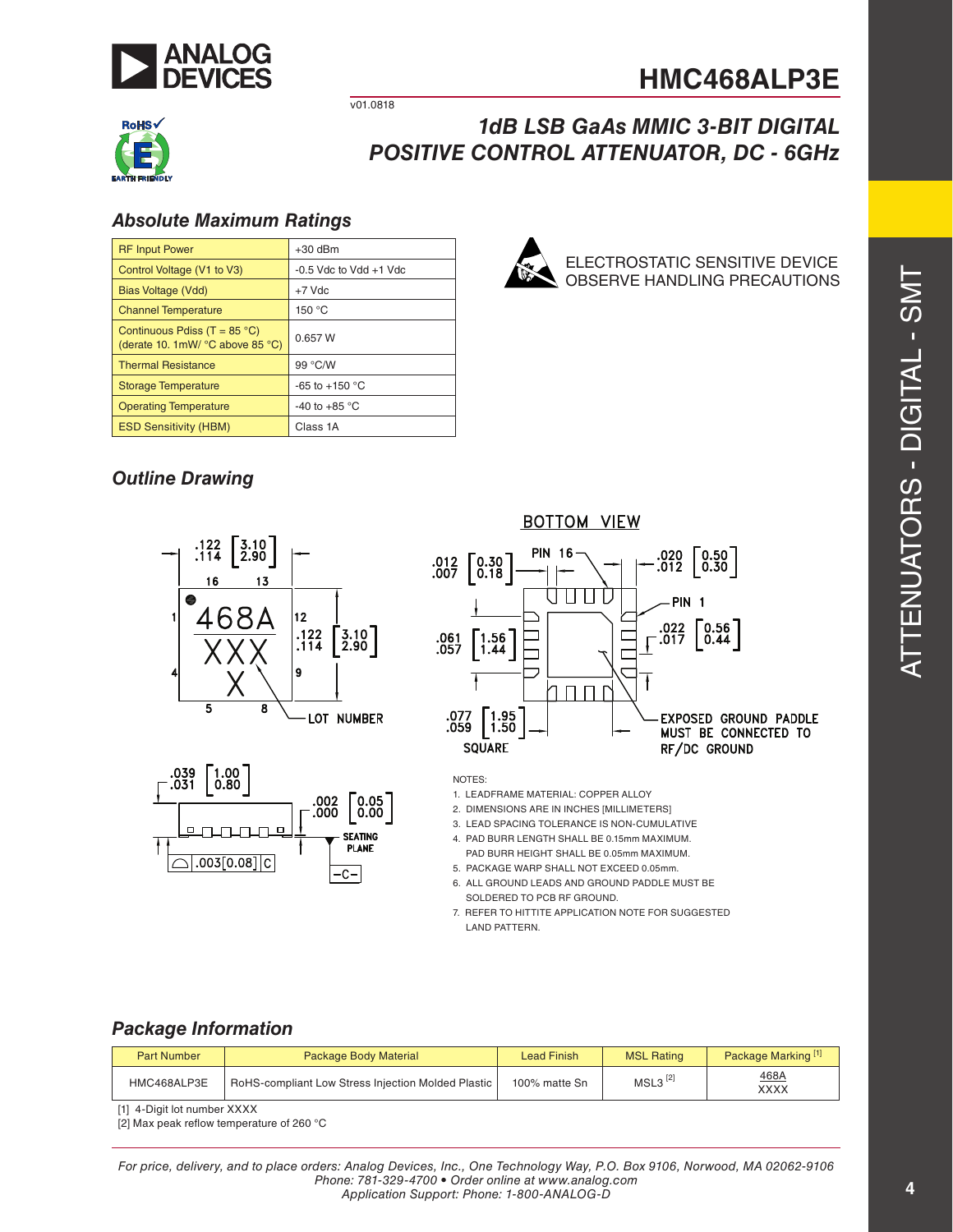# HMC468ALP3E

v01.0818

## 1dB LSB GaAs MMIC 3-BIT DIGITAL POSITIVE CONTROL ATTENUATOR, DC - 6GHz

### Absolute Maximum Ratings

| | |
|---|---|
| RF Input Power | +30 dBm |
| Control Voltage (V1 to V3) | -0.5 Vdc to Vdd +1 Vdc |
| Bias Voltage (Vdd) | +7 Vdc |
| Channel Temperature | 150 °C |
| Continuous Pdiss (T = 85 °C) (derate 10. 1mW/ °C above 85 °C) | 0.657 W |
| Thermal Resistance | 99 °C/W |
| Storage Temperature | -65 to +150 °C |
| Operating Temperature | -40 to +85 °C |
| ESD Sensitivity (HBM) | Class 1A |

ELECTROSTATIC SENSITIVE DEVICE
OBSERVE HANDLING PRECAUTIONS

### Outline Drawing

NOTES:

1. LEADFRAME MATERIAL: COPPER ALLOY
2. DIMENSIONS ARE IN INCHES [MILLIMETERS]
3. LEAD SPACING TOLERANCE IS NON-CUMULATIVE
4. PAD BURR LENGTH SHALL BE 0.15mm MAXIMUM. PAD BURR HEIGHT SHALL BE 0.05mm MAXIMUM.
5. PACKAGE WARP SHALL NOT EXCEED 0.05mm.
6. ALL GROUND LEADS AND GROUND PADDLE MUST BE SOLDERED TO PCB RF GROUND.
7. REFER TO HITTITE APPLICATION NOTE FOR SUGGESTED LAND PATTERN.

### Package Information

| Part Number | Package Body Material | Lead Finish | MSL Rating | Package Marking [1] |
|---|---|---|---|---|
| HMC468ALP3E | RoHS-compliant Low Stress Injection Molded Plastic | 100% matte Sn | MSL3 [2] | 468A XXXX |

[1] 4-Digit lot number XXXX
[2] Max peak reflow temperature of 260 °C

For price, delivery, and to place orders: Analog Devices, Inc., One Technology Way, P.O. Box 9106, Norwood, MA 02062-9106
Phone: 781-329-4700 • Order online at www.analog.com
Application Support: Phone: 1-800-ANALOG-D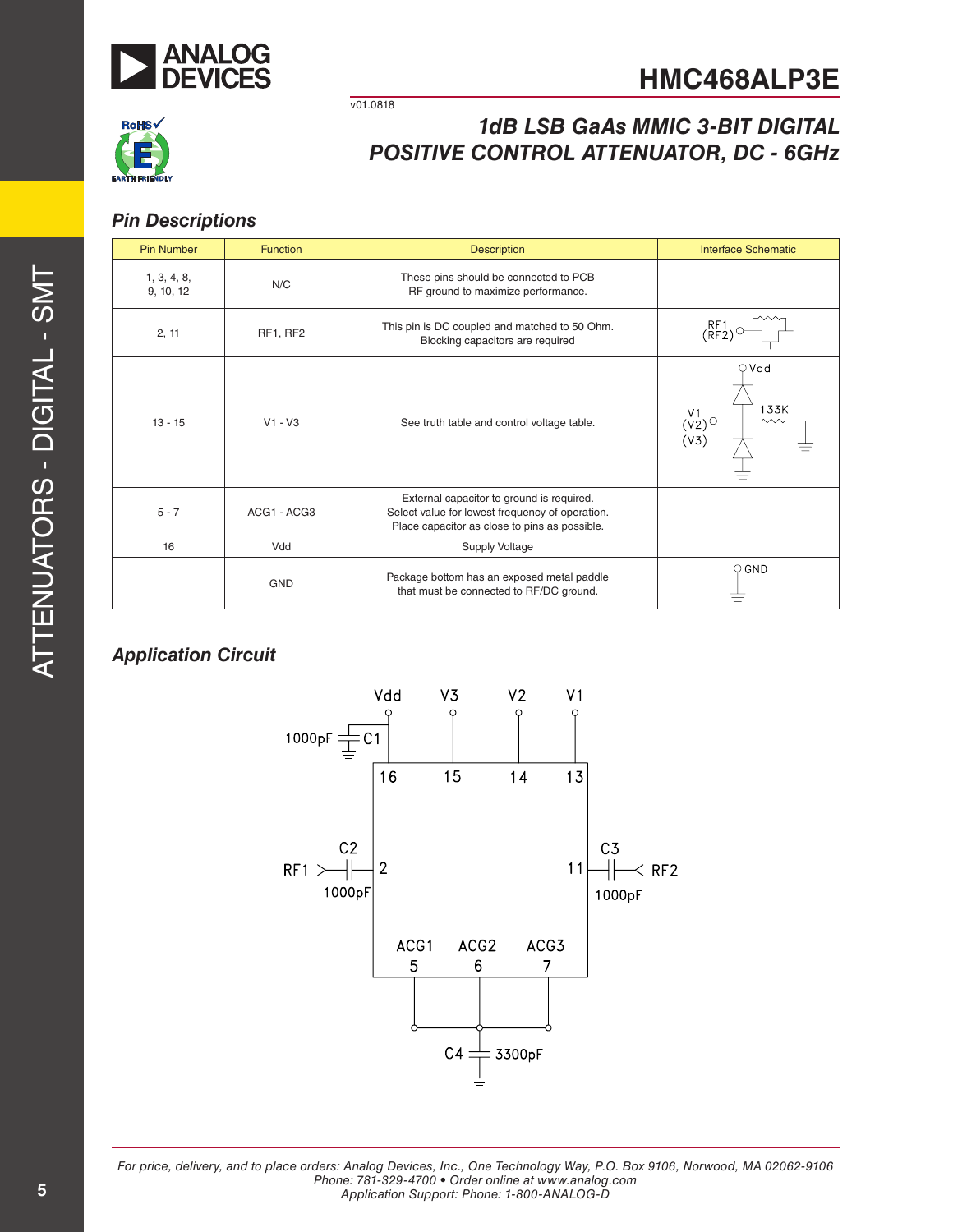## Pin Descriptions

| Pin Number | Function | Description | Interface Schematic |
|---|---|---|---|
| 1, 3, 4, 8, 9, 10, 12 | N/C | These pins should be connected to PCB RF ground to maximize performance. | |
| 2, 11 | RF1, RF2 | This pin is DC coupled and matched to 50 Ohm. Blocking capacitors are required | |
| 13 - 15 | V1 - V3 | See truth table and control voltage table. | |
| 5 - 7 | ACG1 - ACG3 | External capacitor to ground is required. Select value for lowest frequency of operation. Place capacitor as close to pins as possible. | |
| 16 | Vdd | Supply Voltage | |
| | GND | Package bottom has an exposed metal paddle that must be connected to RF/DC ground. | |

## Application Circuit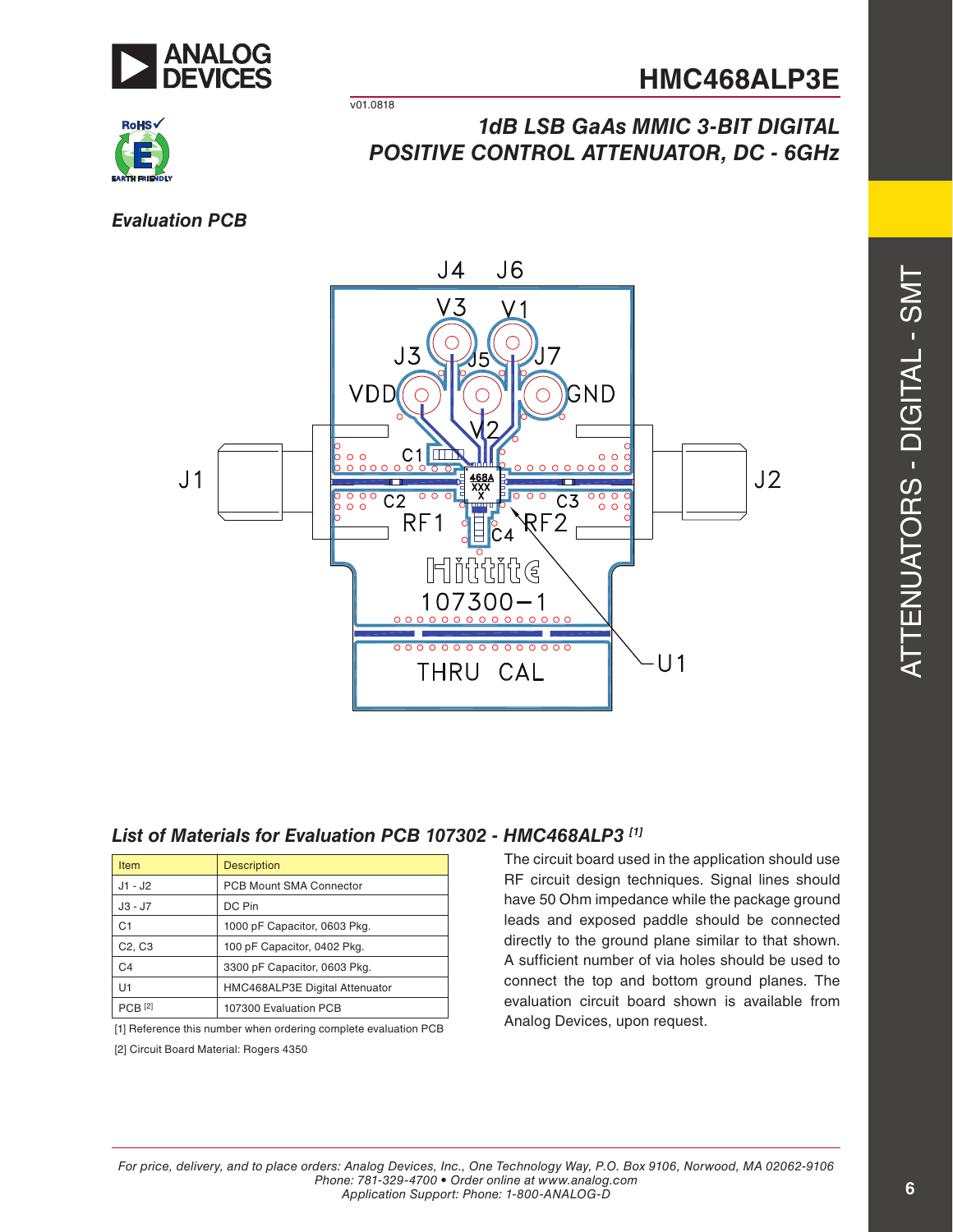## Evaluation PCB

J4 J6
V3 V1
J3 J5 J7
VDD GND
V2
C1
J1 J2
C2 C3
RF1 RF2
C4
Hittite
107300-1
THRU CAL
U1

### List of Materials for Evaluation PCB 107302 - HMC468ALP3 [1]

| Item | Description |
|---|---|
| J1 - J2 | PCB Mount SMA Connector |
| J3 - J7 | DC Pin |
| C1 | 1000 pF Capacitor, 0603 Pkg. |
| C2, C3 | 100 pF Capacitor, 0402 Pkg. |
| C4 | 3300 pF Capacitor, 0603 Pkg. |
| U1 | HMC468ALP3E Digital Attenuator |
| PCB [2] | 107300 Evaluation PCB |

[1] Reference this number when ordering complete evaluation PCB

[2] Circuit Board Material: Rogers 4350

The circuit board used in the application should use RF circuit design techniques. Signal lines should have 50 Ohm impedance while the package ground leads and exposed paddle should be connected directly to the ground plane similar to that shown. A sufficient number of via holes should be used to connect the top and bottom ground planes. The evaluation circuit board shown is available from Analog Devices, upon request.